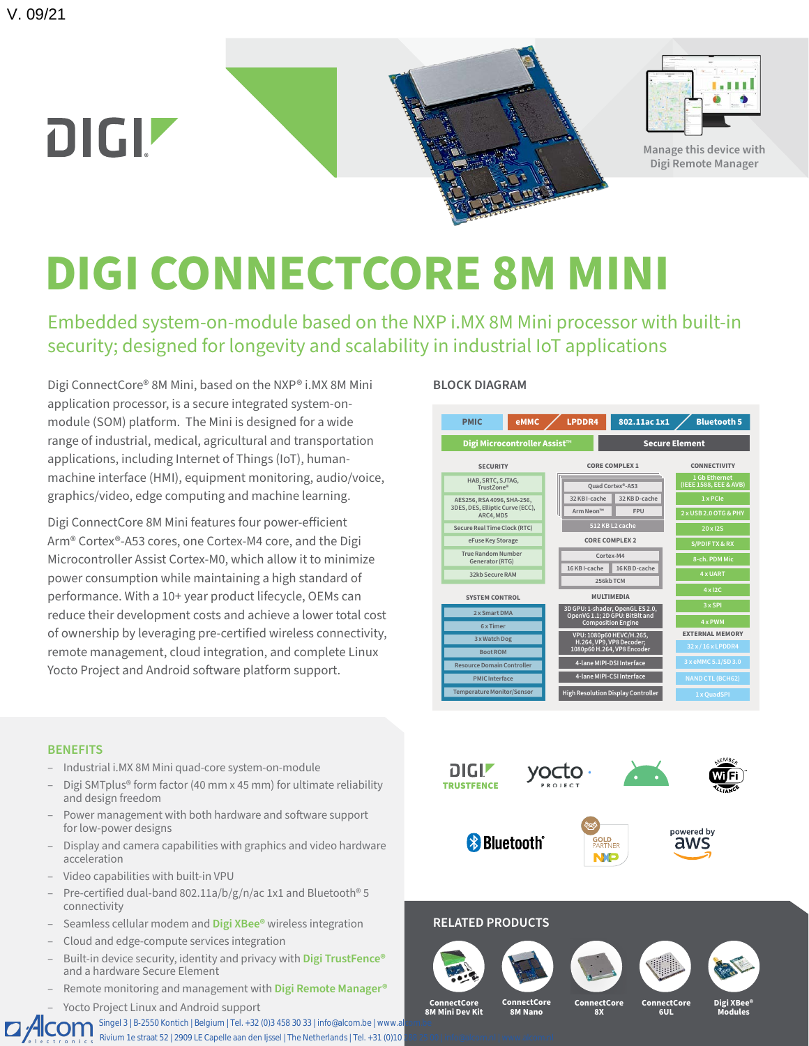V. 09/21

Manage this device with Digi Remote Manager

# DIGI CONNECTCORE 8M MINI

## Embedded system-on-module based on the NXP i.MX 8M Mini processor with built-in security; designed for longevity and scalability in industrial IoT applications

Digi ConnectCore® 8M Mini, based on the NXP® i.MX 8M Mini application processor, is a secure integrated system-on-module (SOM) platform. The Mini is designed for a wide range of industrial, medical, agricultural and transportation applications, including Internet of Things (IoT), human-machine interface (HMI), equipment monitoring, audio/voice, graphics/video, edge computing and machine learning.

Digi ConnectCore 8M Mini features four power-efficient Arm® Cortex®-A53 cores, one Cortex-M4 core, and the Digi Microcontroller Assist Cortex-M0, which allow it to minimize power consumption while maintaining a high standard of performance. With a 10+ year product lifecycle, OEMs can reduce their development costs and achieve a lower total cost of ownership by leveraging pre-certified wireless connectivity, remote management, cloud integration, and complete Linux Yocto Project and Android software platform support.

## BLOCK DIAGRAM

PMIC | eMMC | LPDDR4 | 802.11ac 1x1 | Bluetooth 5

Digi Microcontroller Assist™ | Secure Element

**SECURITY**
- HAB, SRTC, SJTAG, TrustZone®
- AES256, RSA 4096, SHA-256, 3DES, DES, Elliptic Curve (ECC), ARC4, MD5
- Secure Real Time Clock (RTC)
- eFuse Key Storage
- True Random Number Generator (RTG)
- 32kb Secure RAM

**SYSTEM CONTROL**
- 2 x Smart DMA
- 6 x Timer
- 3 x Watch Dog
- Boot ROM
- Resource Domain Controller
- PMIC Interface
- Temperature Monitor/Sensor

**CORE COMPLEX 1**
- Quad Cortex®-A53
- 32 KB I-cache | 32 KB D-cache
- Arm Neon™ | FPU
- 512 KB L2 cache

**CORE COMPLEX 2**
- Cortex-M4
- 16 KB I-cache | 16 KB D-cache
- 256kb TCM

**MULTIMEDIA**
- 3D GPU: 1-shader, OpenGL ES 2.0, OpenVG 1.1; 2D GPU: BitBlt and Composition Engine
- VPU: 1080p60 HEVC/H.265, H.264, VP9, VP8 Decoder; 1080p60 H.264, VP8 Encoder
- 4-lane MIPI-DSI Interface
- 4-lane MIPI-CSI Interface
- High Resolution Display Controller

**CONNECTIVITY**
- 1 Gb Ethernet (IEEE 1588, EEE & AVB)
- 1 x PCIe
- 2 x USB 2.0 OTG & PHY
- 20 x I2S
- S/PDIF TX & RX
- 8-ch. PDM Mic
- 4 x UART
- 4 x I2C
- 3 x SPI
- 4 x PWM

**EXTERNAL MEMORY**
- 32 x / 16 x LPDDR4
- 3 x eMMC 5.1/SD 3.0
- NAND CTL (BCH62)
- 1 x QuadSPI

## BENEFITS

- Industrial i.MX 8M Mini quad-core system-on-module
- Digi SMTplus® form factor (40 mm x 45 mm) for ultimate reliability and design freedom
- Power management with both hardware and software support for low-power designs
- Display and camera capabilities with graphics and video hardware acceleration
- Video capabilities with built-in VPU
- Pre-certified dual-band 802.11a/b/g/n/ac 1x1 and Bluetooth® 5 connectivity
- Seamless cellular modem and **Digi XBee®** wireless integration
- Cloud and edge-compute services integration
- Built-in device security, identity and privacy with **Digi TrustFence®** and a hardware Secure Element
- Remote monitoring and management with **Digi Remote Manager®**
- Yocto Project Linux and Android support

DIGI TRUSTFENCE | yocto PROJECT | Wi-Fi Alliance Member | Bluetooth® | NXP Gold Partner | powered by aws

## RELATED PRODUCTS

ConnectCore 8M Mini Dev Kit | ConnectCore 8M Nano | ConnectCore 8X | ConnectCore 6UL | Digi XBee® Modules

Singel 3 | B-2550 Kontich | Belgium | Tel. +32 (0)3 458 30 33 | info@alcom.be | www.al...
Rivium 1e straat 52 | 2909 LE Capelle aan den IJssel | The Netherlands | Tel. +31 (0)10 ...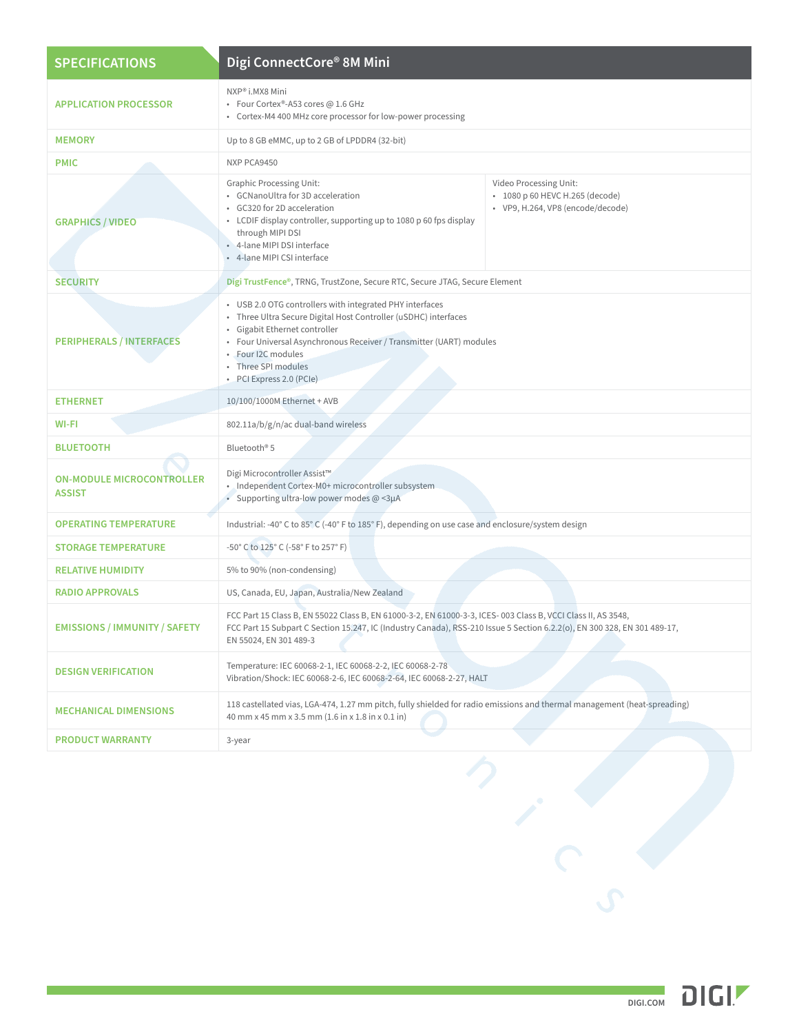| SPECIFICATIONS | Digi ConnectCore® 8M Mini |
|---|---|
| APPLICATION PROCESSOR | NXP® i.MX8 Mini<br>• Four Cortex®-A53 cores @ 1.6 GHz<br>• Cortex-M4 400 MHz core processor for low-power processing |
| MEMORY | Up to 8 GB eMMC, up to 2 GB of LPDDR4 (32-bit) |
| PMIC | NXP PCA9450 |
| GRAPHICS / VIDEO | Graphic Processing Unit:<br>• GCNanoUltra for 3D acceleration<br>• GC320 for 2D acceleration<br>• LCDIF display controller, supporting up to 1080 p 60 fps display through MIPI DSI<br>• 4-lane MIPI DSI interface<br>• 4-lane MIPI CSI interface<br><br>Video Processing Unit:<br>• 1080 p 60 HEVC H.265 (decode)<br>• VP9, H.264, VP8 (encode/decode) |
| SECURITY | Digi TrustFence®, TRNG, TrustZone, Secure RTC, Secure JTAG, Secure Element |
| PERIPHERALS / INTERFACES | • USB 2.0 OTG controllers with integrated PHY interfaces<br>• Three Ultra Secure Digital Host Controller (uSDHC) interfaces<br>• Gigabit Ethernet controller<br>• Four Universal Asynchronous Receiver / Transmitter (UART) modules<br>• Four I2C modules<br>• Three SPI modules<br>• PCI Express 2.0 (PCIe) |
| ETHERNET | 10/100/1000M Ethernet + AVB |
| WI-FI | 802.11a/b/g/n/ac dual-band wireless |
| BLUETOOTH | Bluetooth® 5 |
| ON-MODULE MICROCONTROLLER ASSIST | Digi Microcontroller Assist™<br>• Independent Cortex-M0+ microcontroller subsystem<br>• Supporting ultra-low power modes @ <3µA |
| OPERATING TEMPERATURE | Industrial: -40° C to 85° C (-40° F to 185° F), depending on use case and enclosure/system design |
| STORAGE TEMPERATURE | -50° C to 125° C (-58° F to 257° F) |
| RELATIVE HUMIDITY | 5% to 90% (non-condensing) |
| RADIO APPROVALS | US, Canada, EU, Japan, Australia/New Zealand |
| EMISSIONS / IMMUNITY / SAFETY | FCC Part 15 Class B, EN 55022 Class B, EN 61000-3-2, EN 61000-3-3, ICES- 003 Class B, VCCI Class II, AS 3548, FCC Part 15 Subpart C Section 15.247, IC (Industry Canada), RSS-210 Issue 5 Section 6.2.2(o), EN 300 328, EN 301 489-17, EN 55024, EN 301 489-3 |
| DESIGN VERIFICATION | Temperature: IEC 60068-2-1, IEC 60068-2-2, IEC 60068-2-78<br>Vibration/Shock: IEC 60068-2-6, IEC 60068-2-64, IEC 60068-2-27, HALT |
| MECHANICAL DIMENSIONS | 118 castellated vias, LGA-474, 1.27 mm pitch, fully shielded for radio emissions and thermal management (heat-spreading)<br>40 mm x 45 mm x 3.5 mm (1.6 in x 1.8 in x 0.1 in) |
| PRODUCT WARRANTY | 3-year |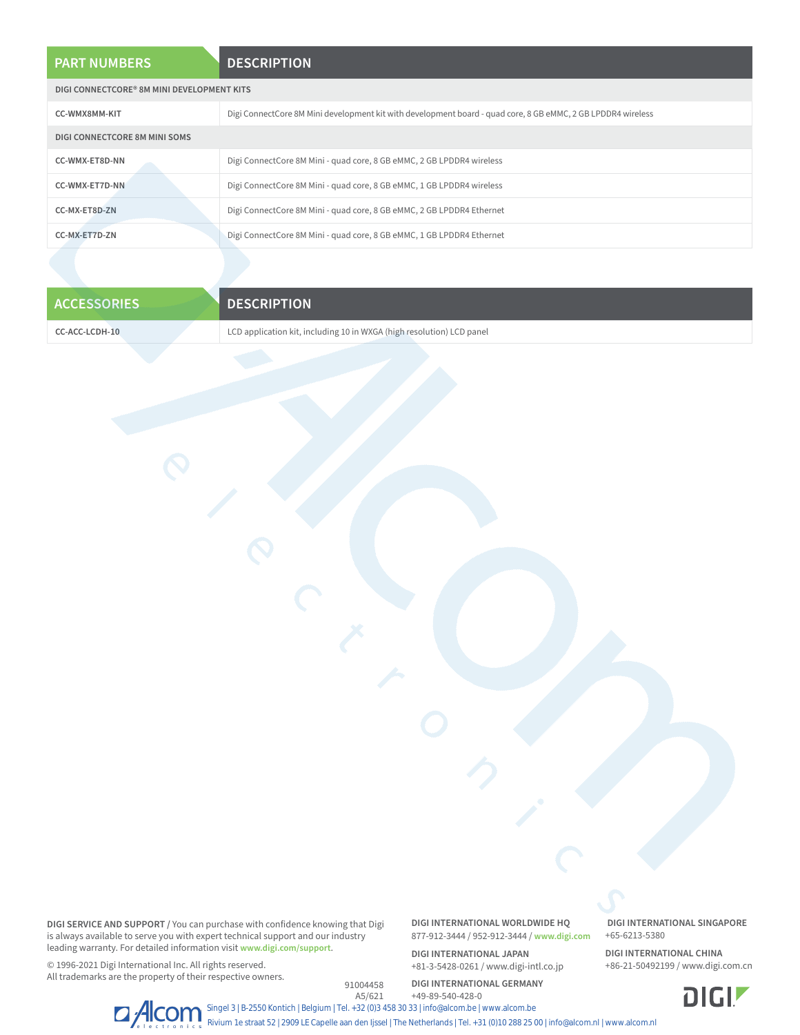| PART NUMBERS | DESCRIPTION |
|---|---|
| **DIGI CONNECTCORE® 8M MINI DEVELOPMENT KITS** | |
| CC-WMX8MM-KIT | Digi ConnectCore 8M Mini development kit with development board - quad core, 8 GB eMMC, 2 GB LPDDR4 wireless |
| **DIGI CONNECTCORE 8M MINI SOMS** | |
| CC-WMX-ET8D-NN | Digi ConnectCore 8M Mini - quad core, 8 GB eMMC, 2 GB LPDDR4 wireless |
| CC-WMX-ET7D-NN | Digi ConnectCore 8M Mini - quad core, 8 GB eMMC, 1 GB LPDDR4 wireless |
| CC-MX-ET8D-ZN | Digi ConnectCore 8M Mini - quad core, 8 GB eMMC, 2 GB LPDDR4 Ethernet |
| CC-MX-ET7D-ZN | Digi ConnectCore 8M Mini - quad core, 8 GB eMMC, 1 GB LPDDR4 Ethernet |

| ACCESSORIES | DESCRIPTION |
|---|---|
| CC-ACC-LCDH-10 | LCD application kit, including 10 in WXGA (high resolution) LCD panel |

**DIGI SERVICE AND SUPPORT** / You can purchase with confidence knowing that Digi is always available to serve you with expert technical support and our industry leading warranty. For detailed information visit **www.digi.com/support**.

© 1996-2021 Digi International Inc. All rights reserved.
All trademarks are the property of their respective owners.

91004458
A5/621

**DIGI INTERNATIONAL WORLDWIDE HQ**
877-912-3444 / 952-912-3444 / **www.digi.com**

**DIGI INTERNATIONAL JAPAN**
+81-3-5428-0261 / www.digi-intl.co.jp

**DIGI INTERNATIONAL GERMANY**
+49-89-540-428-0

**DIGI INTERNATIONAL SINGAPORE**
+65-6213-5380

**DIGI INTERNATIONAL CHINA**
+86-21-50492199 / www.digi.com.cn

Singel 3 | B-2550 Kontich | Belgium | Tel. +32 (0)3 458 30 33 | info@alcom.be | www.alcom.be
Rivium 1e straat 52 | 2909 LE Capelle aan den Ijssel | The Netherlands | Tel. +31 (0)10 288 25 00 | info@alcom.nl | www.alcom.nl